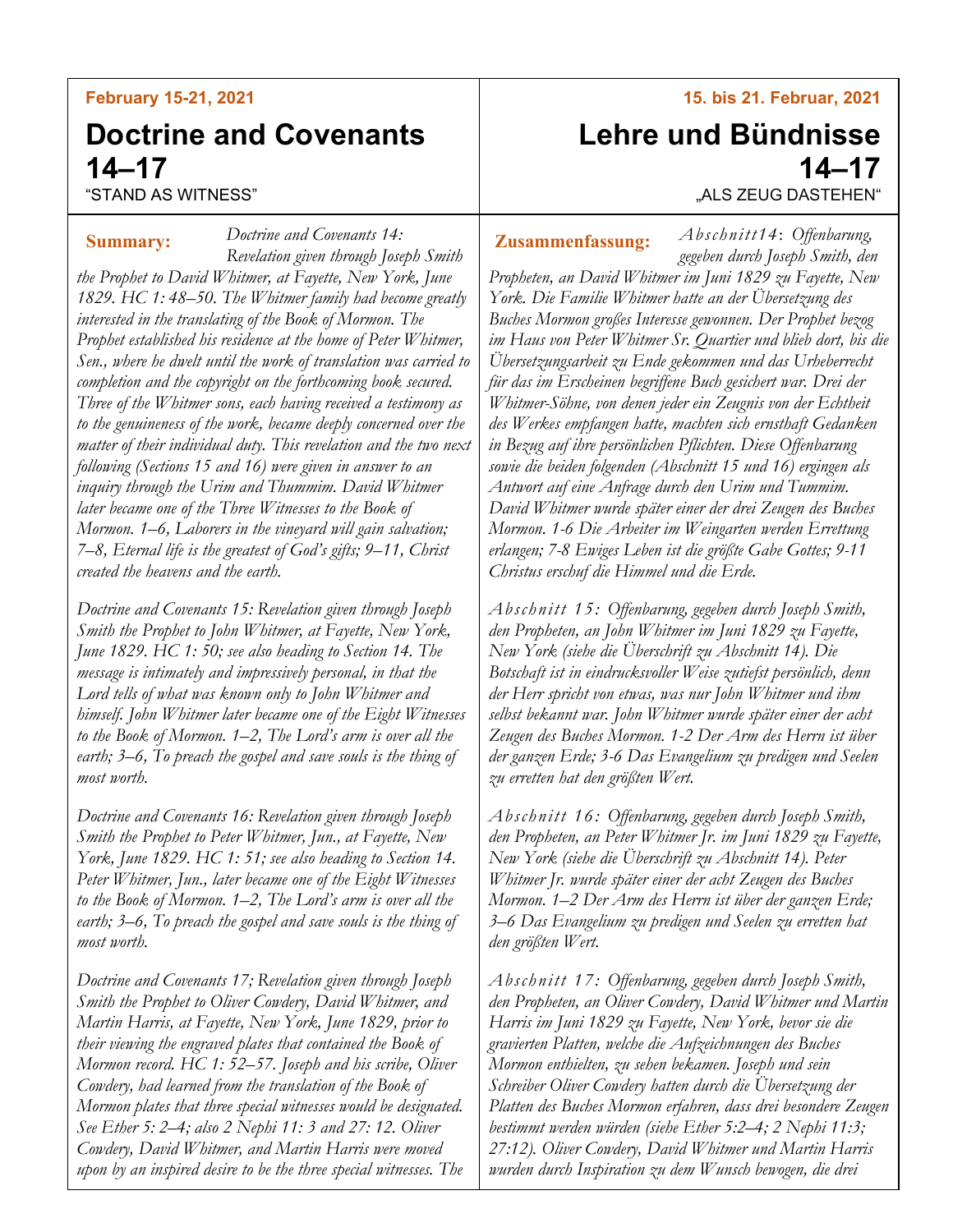**February 15-21, 2021**

# Doctrine and Covenants 14–17

"STAND AS WITNESS"

**Summary:** *Doctrine and Covenants 14: Revelation given through Joseph Smith the Prophet to David Whitmer, at Fayette, New York, June 1829. HC 1: 48–50. The Whitmer family had become greatly interested in the translating of the Book of Mormon. The Prophet established his residence at the home of Peter Whitmer, Sen., where he dwelt until the work of translation was carried to completion and the copyright on the forthcoming book secured. Three of the Whitmer sons, each having received a testimony as to the genuineness of the work, became deeply concerned over the matter of their individual duty. This revelation and the two next following (Sections 15 and 16) were given in answer to an inquiry through the Urim and Thummim. David Whitmer later became one of the Three Witnesses to the Book of Mormon. 1–6, Laborers in the vineyard will gain salvation; 7–8, Eternal life is the greatest of God's gifts; 9–11, Christ created the heavens and the earth.*

*Doctrine and Covenants 15: Revelation given through Joseph Smith the Prophet to John Whitmer, at Fayette, New York, June 1829. HC 1: 50; see also heading to Section 14. The message is intimately and impressively personal, in that the Lord tells of what was known only to John Whitmer and himself. John Whitmer later became one of the Eight Witnesses to the Book of Mormon. 1–2, The Lord's arm is over all the earth; 3–6, To preach the gospel and save souls is the thing of most worth.*

*Doctrine and Covenants 16: Revelation given through Joseph Smith the Prophet to Peter Whitmer, Jun., at Fayette, New York, June 1829. HC 1: 51; see also heading to Section 14. Peter Whitmer, Jun., later became one of the Eight Witnesses to the Book of Mormon. 1–2, The Lord's arm is over all the earth; 3–6, To preach the gospel and save souls is the thing of most worth.*

*Doctrine and Covenants 17; Revelation given through Joseph Smith the Prophet to Oliver Cowdery, David Whitmer, and Martin Harris, at Fayette, New York, June 1829, prior to their viewing the engraved plates that contained the Book of Mormon record. HC 1: 52–57. Joseph and his scribe, Oliver Cowdery, had learned from the translation of the Book of Mormon plates that three special witnesses would be designated. See Ether 5: 2–4; also 2 Nephi 11: 3 and 27: 12. Oliver Cowdery, David Whitmer, and Martin Harris were moved upon by an inspired desire to be the three special witnesses. The*

**15. bis 21. Februar, 2021**

# Lehre und Bündnisse 14–17

„ALS ZEUG DASTEHEN"

**Zusammenfassung:** *Abschnitt 14: Offenbarung, gegeben durch Joseph Smith, den Propheten, an David Whitmer im Juni 1829 zu Fayette, New York. Die Familie Whitmer hatte an der Übersetzung des Buches Mormon großes Interesse gewonnen. Der Prophet bezog im Haus von Peter Whitmer Sr. Quartier und blieb dort, bis die Übersetzungsarbeit zu Ende gekommen und das Urheberrecht für das im Erscheinen begriffene Buch gesichert war. Drei der Whitmer-Söhne, von denen jeder ein Zeugnis von der Echtheit des Werkes empfangen hatte, machten sich ernsthaft Gedanken in Bezug auf ihre persönlichen Pflichten. Diese Offenbarung sowie die beiden folgenden (Abschnitt 15 und 16) ergingen als Antwort auf eine Anfrage durch den Urim und Tummim. David Whitmer wurde später einer der drei Zeugen des Buches Mormon. 1-6 Die Arbeiter im Weingarten werden Errettung erlangen; 7-8 Ewiges Leben ist die größte Gabe Gottes; 9-11 Christus erschuf die Himmel und die Erde.*

*Abschnitt 15: Offenbarung, gegeben durch Joseph Smith, den Propheten, an John Whitmer im Juni 1829 zu Fayette, New York (siehe die Überschrift zu Abschnitt 14). Die Botschaft ist in eindrucksvoller Weise zutiefst persönlich, denn der Herr spricht von etwas, was nur John Whitmer und ihm selbst bekannt war. John Whitmer wurde später einer der acht Zeugen des Buches Mormon. 1-2 Der Arm des Herrn ist über der ganzen Erde; 3-6 Das Evangelium zu predigen und Seelen zu erretten hat den größten Wert.*

*Abschnitt 16: Offenbarung, gegeben durch Joseph Smith, den Propheten, an Peter Whitmer Jr. im Juni 1829 zu Fayette, New York (siehe die Überschrift zu Abschnitt 14). Peter Whitmer Jr. wurde später einer der acht Zeugen des Buches Mormon. 1–2 Der Arm des Herrn ist über der ganzen Erde; 3–6 Das Evangelium zu predigen und Seelen zu erretten hat den größten Wert.*

*Abschnitt 17: Offenbarung, gegeben durch Joseph Smith, den Propheten, an Oliver Cowdery, David Whitmer und Martin Harris im Juni 1829 zu Fayette, New York, bevor sie die gravierten Platten, welche die Aufzeichnungen des Buches Mormon enthielten, zu sehen bekamen. Joseph und sein Schreiber Oliver Cowdery hatten durch die Übersetzung der Platten des Buches Mormon erfahren, dass drei besondere Zeugen bestimmt werden würden (siehe Ether 5:2–4; 2 Nephi 11:3; 27:12). Oliver Cowdery, David Whitmer und Martin Harris wurden durch Inspiration zu dem Wunsch bewogen, die drei*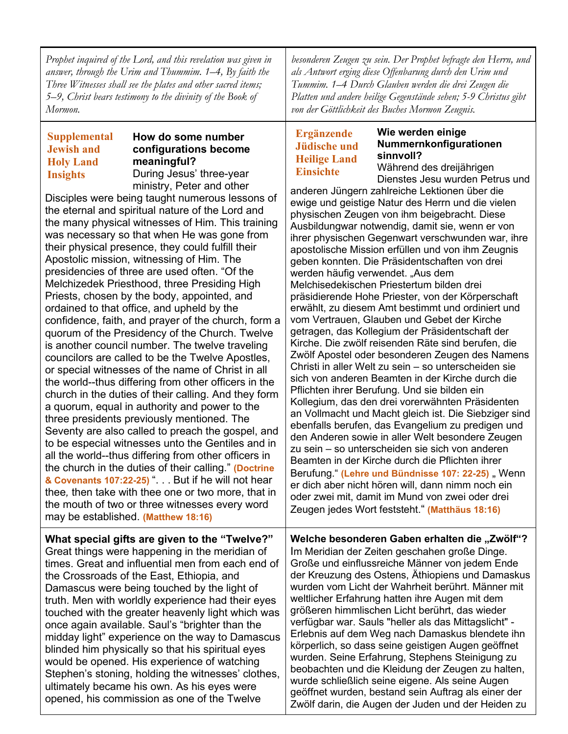*Prophet inquired of the Lord, and this revelation was given in answer, through the Urim and Thummim. 1–4, By faith the Three Witnesses shall see the plates and other sacred items; 5–9, Christ bears testimony to the divinity of the Book of Mormon.*

*besonderen Zeugen zu sein. Der Prophet befragte den Herrn, und als Antwort erging diese Offenbarung durch den Urim und Tummim. 1–4 Durch Glauben werden die drei Zeugen die Platten und andere heilige Gegenstände sehen; 5-9 Christus gibt von der Göttlichkeit des Buches Mormon Zeugnis.*

**Supplemental Jewish and Holy Land Insights**

**How do some number configurations become meaningful?**
During Jesus' three-year ministry, Peter and other Disciples were being taught numerous lessons of the eternal and spiritual nature of the Lord and the many physical witnesses of Him. This training was necessary so that when He was gone from their physical presence, they could fulfill their Apostolic mission, witnessing of Him. The presidencies of three are used often. "Of the Melchizedek Priesthood, three Presiding High Priests, chosen by the body, appointed, and ordained to that office, and upheld by the confidence, faith, and prayer of the church, form a quorum of the Presidency of the Church. Twelve is another council number. The twelve traveling councilors are called to be the Twelve Apostles, or special witnesses of the name of Christ in all the world--thus differing from other officers in the church in the duties of their calling. And they form a quorum, equal in authority and power to the three presidents previously mentioned. The Seventy are also called to preach the gospel, and to be especial witnesses unto the Gentiles and in all the world--thus differing from other officers in the church in the duties of their calling." **(Doctrine & Covenants 107:22-25)** ". . . But if he will not hear thee, then take with thee one or two more, that in the mouth of two or three witnesses every word may be established. **(Matthew 18:16)**

**Ergänzende Jüdische und Heilige Land Einsichte**

**Wie werden einige Nummernkonfigurationen sinnvoll?**
Während des dreijährigen Dienstes Jesu wurden Petrus und anderen Jüngern zahlreiche Lektionen über die ewige und geistige Natur des Herrn und die vielen physischen Zeugen von ihm beigebracht. Diese Ausbildungwar notwendig, damit sie, wenn er von ihrer physischen Gegenwart verschwunden war, ihre apostolische Mission erfüllen und von ihm Zeugnis geben konnten. Die Präsidentschaften von drei werden häufig verwendet. „Aus dem Melchisedekischen Priestertum bilden drei präsidierende Hohe Priester, von der Körperschaft erwählt, zu diesem Amt bestimmt und ordiniert und vom Vertrauen, Glauben und Gebet der Kirche getragen, das Kollegium der Präsidentschaft der Kirche. Die zwölf reisenden Räte sind berufen, die Zwölf Apostel oder besonderen Zeugen des Namens Christi in aller Welt zu sein – so unterscheiden sie sich von anderen Beamten in der Kirche durch die Pflichten ihrer Berufung. Und sie bilden ein Kollegium, das den drei vorerwähnten Präsidenten an Vollmacht und Macht gleich ist. Die Siebziger sind ebenfalls berufen, das Evangelium zu predigen und den Anderen sowie in aller Welt besondere Zeugen zu sein – so unterscheiden sie sich von anderen Beamten in der Kirche durch die Pflichten ihrer Berufung." **(Lehre und Bündnisse 107: 22-25)** „ Wenn er dich aber nicht hören will, dann nimm noch ein oder zwei mit, damit im Mund von zwei oder drei Zeugen jedes Wort feststeht." **(Matthäus 18:16)**

**What special gifts are given to the "Twelve?"**
Great things were happening in the meridian of times. Great and influential men from each end of the Crossroads of the East, Ethiopia, and Damascus were being touched by the light of truth. Men with worldly experience had their eyes touched with the greater heavenly light which was once again available. Saul's "brighter than the midday light" experience on the way to Damascus blinded him physically so that his spiritual eyes would be opened. His experience of watching Stephen's stoning, holding the witnesses' clothes, ultimately became his own. As his eyes were opened, his commission as one of the Twelve

**Welche besonderen Gaben erhalten die „Zwölf"?**
Im Meridian der Zeiten geschahen große Dinge. Große und einflussreiche Männer von jedem Ende der Kreuzung des Ostens, Äthiopiens und Damaskus wurden vom Licht der Wahrheit berührt. Männer mit weltlicher Erfahrung hatten ihre Augen mit dem größeren himmlischen Licht berührt, das wieder verfügbar war. Sauls "heller als das Mittagslicht" - Erlebnis auf dem Weg nach Damaskus blendete ihn körperlich, so dass seine geistigen Augen geöffnet wurden. Seine Erfahrung, Stephens Steinigung zu beobachten und die Kleidung der Zeugen zu halten, wurde schließlich seine eigene. Als seine Augen geöffnet wurden, bestand sein Auftrag als einer der Zwölf darin, die Augen der Juden und der Heiden zu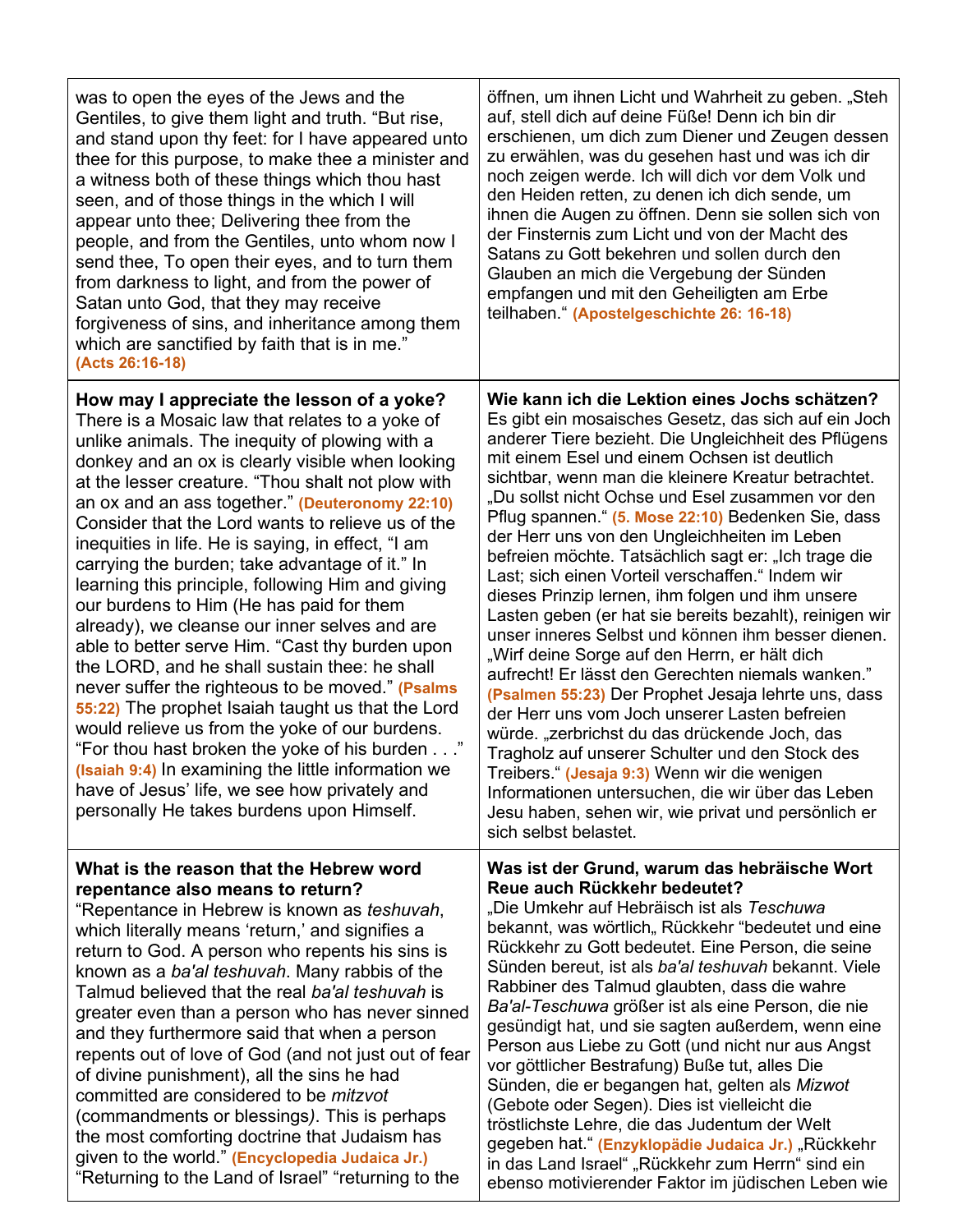| | |
|---|---|
| was to open the eyes of the Jews and the Gentiles, to give them light and truth. "But rise, and stand upon thy feet: for I have appeared unto thee for this purpose, to make thee a minister and a witness both of these things which thou hast seen, and of those things in the which I will appear unto thee; Delivering thee from the people, and from the Gentiles, unto whom now I send thee, To open their eyes, and to turn them from darkness to light, and from the power of Satan unto God, that they may receive forgiveness of sins, and inheritance among them which are sanctified by faith that is in me." **(Acts 26:16-18)** | öffnen, um ihnen Licht und Wahrheit zu geben. „Steh auf, stell dich auf deine Füße! Denn ich bin dir erschienen, um dich zum Diener und Zeugen dessen zu erwählen, was du gesehen hast und was ich dir noch zeigen werde. Ich will dich vor dem Volk und den Heiden retten, zu denen ich dich sende, um ihnen die Augen zu öffnen. Denn sie sollen sich von der Finsternis zum Licht und von der Macht des Satans zu Gott bekehren und sollen durch den Glauben an mich die Vergebung der Sünden empfangen und mit den Geheiligten am Erbe teilhaben." **(Apostelgeschichte 26: 16-18)** |
| **How may I appreciate the lesson of a yoke?** There is a Mosaic law that relates to a yoke of unlike animals. The inequity of plowing with a donkey and an ox is clearly visible when looking at the lesser creature. "Thou shalt not plow with an ox and an ass together." **(Deuteronomy 22:10)** Consider that the Lord wants to relieve us of the inequities in life. He is saying, in effect, "I am carrying the burden; take advantage of it." In learning this principle, following Him and giving our burdens to Him (He has paid for them already), we cleanse our inner selves and are able to better serve Him. "Cast thy burden upon the LORD, and he shall sustain thee: he shall never suffer the righteous to be moved." **(Psalms 55:22)** The prophet Isaiah taught us that the Lord would relieve us from the yoke of our burdens. "For thou hast broken the yoke of his burden . . ." **(Isaiah 9:4)** In examining the little information we have of Jesus' life, we see how privately and personally He takes burdens upon Himself. | **Wie kann ich die Lektion eines Jochs schätzen?** Es gibt ein mosaisches Gesetz, das sich auf ein Joch anderer Tiere bezieht. Die Ungleichheit des Pflügens mit einem Esel und einem Ochsen ist deutlich sichtbar, wenn man die kleinere Kreatur betrachtet. „Du sollst nicht Ochse und Esel zusammen vor den Pflug spannen." **(5. Mose 22:10)** Bedenken Sie, dass der Herr uns von den Ungleichheiten im Leben befreien möchte. Tatsächlich sagt er: „Ich trage die Last; sich einen Vorteil verschaffen." Indem wir dieses Prinzip lernen, ihm folgen und ihm unsere Lasten geben (er hat sie bereits bezahlt), reinigen wir unser inneres Selbst und können ihm besser dienen. „Wirf deine Sorge auf den Herrn, er hält dich aufrecht! Er lässt den Gerechten niemals wanken." **(Psalmen 55:23)** Der Prophet Jesaja lehrte uns, dass der Herr uns vom Joch unserer Lasten befreien würde. „zerbrichst du das drückende Joch, das Tragholz auf unserer Schulter und den Stock des Treibers." **(Jesaja 9:3)** Wenn wir die wenigen Informationen untersuchen, die wir über das Leben Jesu haben, sehen wir, wie privat und persönlich er sich selbst belastet. |
| **What is the reason that the Hebrew word repentance also means to return?** "Repentance in Hebrew is known as *teshuvah*, which literally means 'return,' and signifies a return to God. A person who repents his sins is known as a *ba'al teshuvah*. Many rabbis of the Talmud believed that the real *ba'al teshuvah* is greater even than a person who has never sinned and they furthermore said that when a person repents out of love of God (and not just out of fear of divine punishment), all the sins he had committed are considered to be *mitzvot* (commandments or blessings). This is perhaps the most comforting doctrine that Judaism has given to the world." **(Encyclopedia Judaica Jr.)** "Returning to the Land of Israel" "returning to the | **Was ist der Grund, warum das hebräische Wort Reue auch Rückkehr bedeutet?** „Die Umkehr auf Hebräisch ist als *Teschuwa* bekannt, was wörtlich„ Rückkehr "bedeutet und eine Rückkehr zu Gott bedeutet. Eine Person, die seine Sünden bereut, ist als *ba'al teshuvah* bekannt. Viele Rabbiner des Talmud glaubten, dass die wahre *Ba'al-Teschuwa* größer ist als eine Person, die nie gesündigt hat, und sie sagten außerdem, wenn eine Person aus Liebe zu Gott (und nicht nur aus Angst vor göttlicher Bestrafung) Buße tut, alles Die Sünden, die er begangen hat, gelten als *Mizwot* (Gebote oder Segen). Dies ist vielleicht die tröstlichste Lehre, die das Judentum der Welt gegeben hat." **(Enzyklopädie Judaica Jr.)** „Rückkehr in das Land Israel" „Rückkehr zum Herrn" sind ein ebenso motivierender Faktor im jüdischen Leben wie |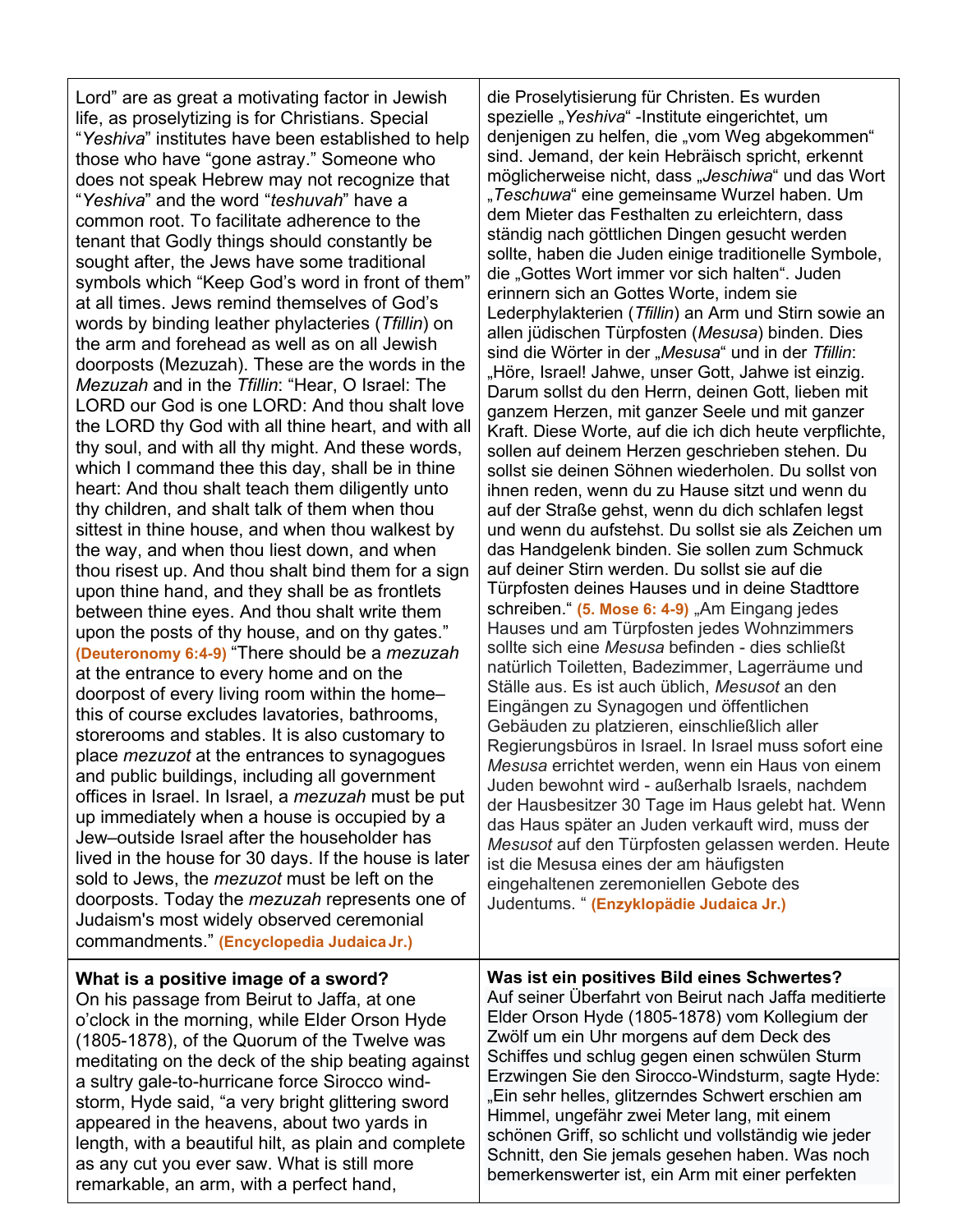| | |
|---|---|
| Lord" are as great a motivating factor in Jewish life, as proselytizing is for Christians. Special "*Yeshiva*" institutes have been established to help those who have "gone astray." Someone who does not speak Hebrew may not recognize that "*Yeshiva*" and the word "*teshuvah*" have a common root. To facilitate adherence to the tenant that Godly things should constantly be sought after, the Jews have some traditional symbols which "Keep God's word in front of them" at all times. Jews remind themselves of God's words by binding leather phylacteries (*Tfillin*) on the arm and forehead as well as on all Jewish doorposts (Mezuzah). These are the words in the *Mezuzah* and in the *Tfillin*: "Hear, O Israel: The LORD our God is one LORD: And thou shalt love the LORD thy God with all thine heart, and with all thy soul, and with all thy might. And these words, which I command thee this day, shall be in thine heart: And thou shalt teach them diligently unto thy children, and shalt talk of them when thou sittest in thine house, and when thou walkest by the way, and when thou liest down, and when thou risest up. And thou shalt bind them for a sign upon thine hand, and they shall be as frontlets between thine eyes. And thou shalt write them upon the posts of thy house, and on thy gates." **(Deuteronomy 6:4-9)** "There should be a *mezuzah* at the entrance to every home and on the doorpost of every living room within the home–this of course excludes lavatories, bathrooms, storerooms and stables. It is also customary to place *mezuzot* at the entrances to synagogues and public buildings, including all government offices in Israel. In Israel, a *mezuzah* must be put up immediately when a house is occupied by a Jew–outside Israel after the householder has lived in the house for 30 days. If the house is later sold to Jews, the *mezuzot* must be left on the doorposts. Today the *mezuzah* represents one of Judaism's most widely observed ceremonial commandments." **(Encyclopedia Judaica Jr.)** | die Proselytisierung für Christen. Es wurden spezielle „*Yeshiva*" -Institute eingerichtet, um denjenigen zu helfen, die „vom Weg abgekommen" sind. Jemand, der kein Hebräisch spricht, erkennt möglicherweise nicht, dass „*Jeschiwa*" und das Wort „*Teschuwa*" eine gemeinsame Wurzel haben. Um dem Mieter das Festhalten zu erleichtern, dass ständig nach göttlichen Dingen gesucht werden sollte, haben die Juden einige traditionelle Symbole, die „Gottes Wort immer vor sich halten". Juden erinnern sich an Gottes Worte, indem sie Lederphylakterien (*Tfillin*) an Arm und Stirn sowie an allen jüdischen Türpfosten (*Mesusa*) binden. Dies sind die Wörter in der „*Mesusa*" und in der *Tfillin*: „Höre, Israel! Jahwe, unser Gott, Jahwe ist einzig. Darum sollst du den Herrn, deinen Gott, lieben mit ganzem Herzen, mit ganzer Seele und mit ganzer Kraft. Diese Worte, auf die ich dich heute verpflichte, sollen auf deinem Herzen geschrieben stehen. Du sollst sie deinen Söhnen wiederholen. Du sollst von ihnen reden, wenn du zu Hause sitzt und wenn du auf der Straße gehst, wenn du dich schlafen legst und wenn du aufstehst. Du sollst sie als Zeichen um das Handgelenk binden. Sie sollen zum Schmuck auf deiner Stirn werden. Du sollst sie auf die Türpfosten deines Hauses und in deine Stadttore schreiben." **(5. Mose 6: 4-9)** „Am Eingang jedes Hauses und am Türpfosten jedes Wohnzimmers sollte sich eine *Mesusa* befinden - dies schließt natürlich Toiletten, Badezimmer, Lagerräume und Ställe aus. Es ist auch üblich, *Mesusot* an den Eingängen zu Synagogen und öffentlichen Gebäuden zu platzieren, einschließlich aller Regierungsbüros in Israel. In Israel muss sofort eine *Mesusa* errichtet werden, wenn ein Haus von einem Juden bewohnt wird - außerhalb Israels, nachdem der Hausbesitzer 30 Tage im Haus gelebt hat. Wenn das Haus später an Juden verkauft wird, muss der *Mesusot* auf den Türpfosten gelassen werden. Heute ist die Mesusa eines der am häufigsten eingehaltenen zeremoniellen Gebote des Judentums. " **(Enzyklopädie Judaica Jr.)** |
| **What is a positive image of a sword?** On his passage from Beirut to Jaffa, at one o'clock in the morning, while Elder Orson Hyde (1805-1878), of the Quorum of the Twelve was meditating on the deck of the ship beating against a sultry gale-to-hurricane force Sirocco wind-storm, Hyde said, "a very bright glittering sword appeared in the heavens, about two yards in length, with a beautiful hilt, as plain and complete as any cut you ever saw. What is still more remarkable, an arm, with a perfect hand, | **Was ist ein positives Bild eines Schwertes?** Auf seiner Überfahrt von Beirut nach Jaffa meditierte Elder Orson Hyde (1805-1878) vom Kollegium der Zwölf um ein Uhr morgens auf dem Deck des Schiffes und schlug gegen einen schwülen Sturm Erzwingen Sie den Sirocco-Windsturm, sagte Hyde: „Ein sehr helles, glitzerndes Schwert erschien am Himmel, ungefähr zwei Meter lang, mit einem schönen Griff, so schlicht und vollständig wie jeder Schnitt, den Sie jemals gesehen haben. Was noch bemerkenswerter ist, ein Arm mit einer perfekten |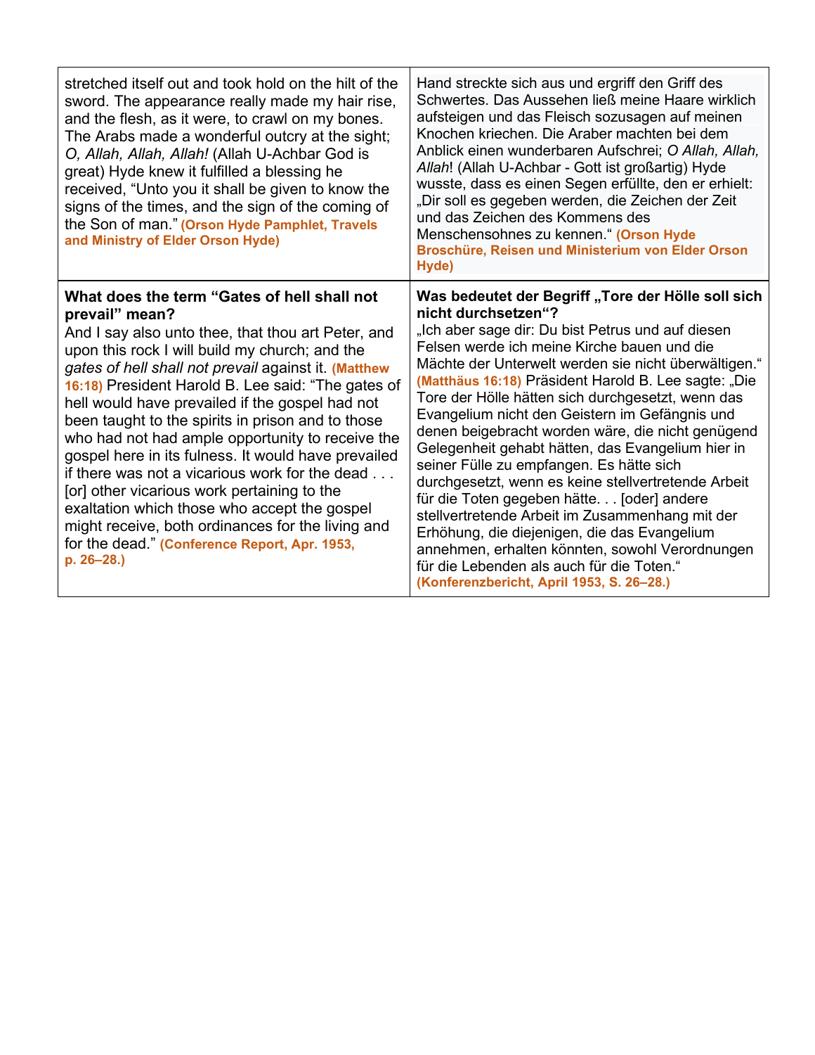| | |
|---|---|
| stretched itself out and took hold on the hilt of the sword. The appearance really made my hair rise, and the flesh, as it were, to crawl on my bones. The Arabs made a wonderful outcry at the sight; *O, Allah, Allah, Allah!* (Allah U-Achbar God is great) Hyde knew it fulfilled a blessing he received, "Unto you it shall be given to know the signs of the times, and the sign of the coming of the Son of man." **(Orson Hyde Pamphlet, Travels and Ministry of Elder Orson Hyde)** | Hand streckte sich aus und ergriff den Griff des Schwertes. Das Aussehen ließ meine Haare wirklich aufsteigen und das Fleisch sozusagen auf meinen Knochen kriechen. Die Araber machten bei dem Anblick einen wunderbaren Aufschrei; *O Allah, Allah, Allah*! (Allah U-Achbar - Gott ist großartig) Hyde wusste, dass es einen Segen erfüllte, den er erhielt: „Dir soll es gegeben werden, die Zeichen der Zeit und das Zeichen des Kommens des Menschensohnes zu kennen." **(Orson Hyde Broschüre, Reisen und Ministerium von Elder Orson Hyde)** |
| **What does the term "Gates of hell shall not prevail" mean?** And I say also unto thee, that thou art Peter, and upon this rock I will build my church; and the *gates of hell shall not prevail* against it. **(Matthew 16:18)** President Harold B. Lee said: "The gates of hell would have prevailed if the gospel had not been taught to the spirits in prison and to those who had not had ample opportunity to receive the gospel here in its fulness. It would have prevailed if there was not a vicarious work for the dead . . . [or] other vicarious work pertaining to the exaltation which those who accept the gospel might receive, both ordinances for the living and for the dead." **(Conference Report, Apr. 1953, p. 26–28.)** | **Was bedeutet der Begriff „Tore der Hölle soll sich nicht durchsetzen"?** „Ich aber sage dir: Du bist Petrus und auf diesen Felsen werde ich meine Kirche bauen und die Mächte der Unterwelt werden sie nicht überwältigen." **(Matthäus 16:18)** Präsident Harold B. Lee sagte: „Die Tore der Hölle hätten sich durchgesetzt, wenn das Evangelium nicht den Geistern im Gefängnis und denen beigebracht worden wäre, die nicht genügend Gelegenheit gehabt hätten, das Evangelium hier in seiner Fülle zu empfangen. Es hätte sich durchgesetzt, wenn es keine stellvertretende Arbeit für die Toten gegeben hätte. . . [oder] andere stellvertretende Arbeit im Zusammenhang mit der Erhöhung, die diejenigen, die das Evangelium annehmen, erhalten könnten, sowohl Verordnungen für die Lebenden als auch für die Toten." **(Konferenzbericht, April 1953, S. 26–28.)** |